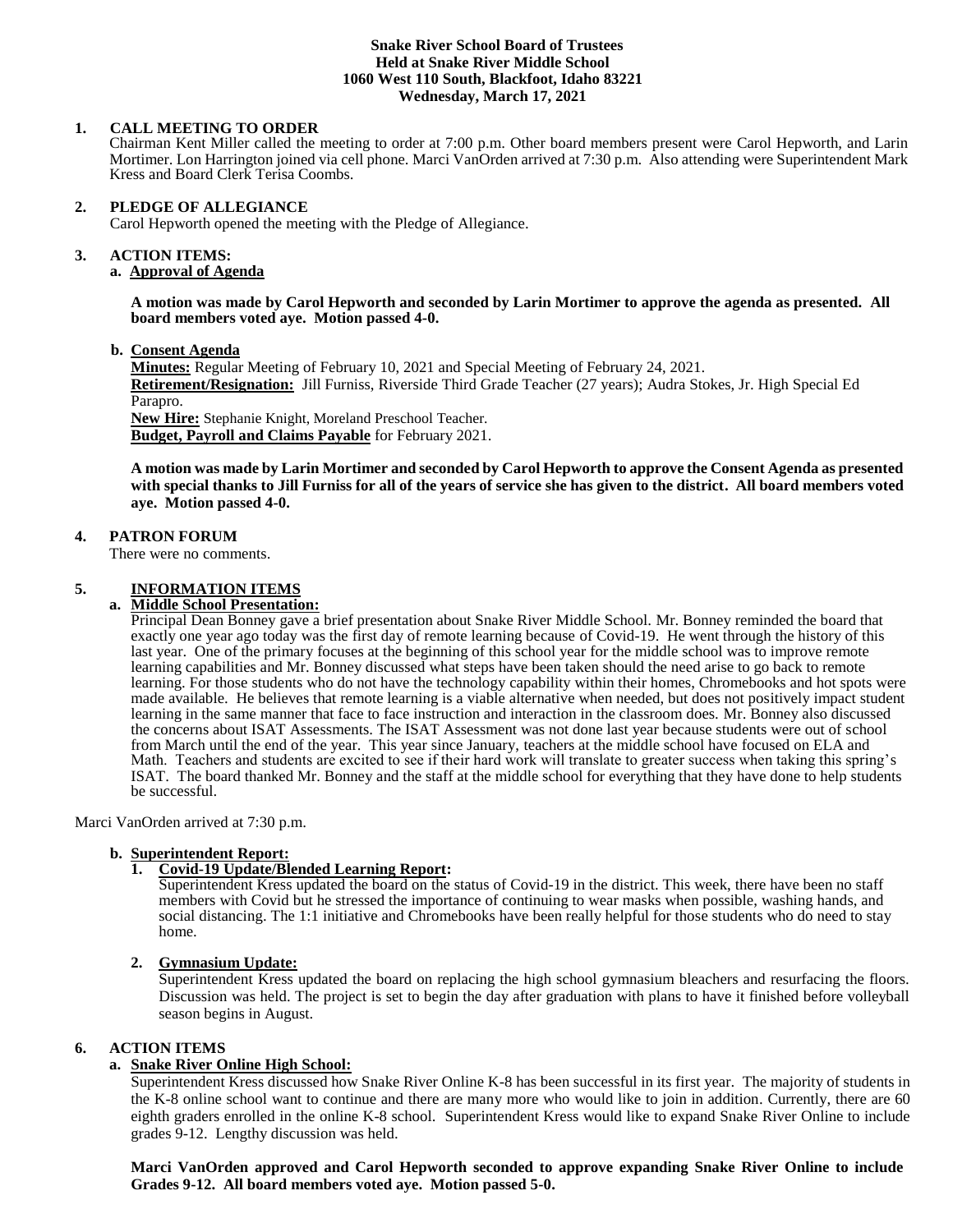**Snake River School Board of Trustees**
**Held at Snake River Middle School**
**1060 West 110 South, Blackfoot, Idaho 83221**
**Wednesday, March 17, 2021**

**1. CALL MEETING TO ORDER**

Chairman Kent Miller called the meeting to order at 7:00 p.m. Other board members present were Carol Hepworth, and Larin Mortimer. Lon Harrington joined via cell phone. Marci VanOrden arrived at 7:30 p.m. Also attending were Superintendent Mark Kress and Board Clerk Terisa Coombs.

**2. PLEDGE OF ALLEGIANCE**

Carol Hepworth opened the meeting with the Pledge of Allegiance.

**3. ACTION ITEMS:**

**a. Approval of Agenda**

**A motion was made by Carol Hepworth and seconded by Larin Mortimer to approve the agenda as presented. All board members voted aye. Motion passed 4-0.**

**b. Consent Agenda**

**Minutes:** Regular Meeting of February 10, 2021 and Special Meeting of February 24, 2021.
**Retirement/Resignation:** Jill Furniss, Riverside Third Grade Teacher (27 years); Audra Stokes, Jr. High Special Ed Parapro.
**New Hire:** Stephanie Knight, Moreland Preschool Teacher.
**Budget, Payroll and Claims Payable** for February 2021.

**A motion was made by Larin Mortimer and seconded by Carol Hepworth to approve the Consent Agenda as presented with special thanks to Jill Furniss for all of the years of service she has given to the district. All board members voted aye. Motion passed 4-0.**

**4. PATRON FORUM**

There were no comments.

**5. INFORMATION ITEMS**

**a. Middle School Presentation:**

Principal Dean Bonney gave a brief presentation about Snake River Middle School. Mr. Bonney reminded the board that exactly one year ago today was the first day of remote learning because of Covid-19. He went through the history of this last year. One of the primary focuses at the beginning of this school year for the middle school was to improve remote learning capabilities and Mr. Bonney discussed what steps have been taken should the need arise to go back to remote learning. For those students who do not have the technology capability within their homes, Chromebooks and hot spots were made available. He believes that remote learning is a viable alternative when needed, but does not positively impact student learning in the same manner that face to face instruction and interaction in the classroom does. Mr. Bonney also discussed the concerns about ISAT Assessments. The ISAT Assessment was not done last year because students were out of school from March until the end of the year. This year since January, teachers at the middle school have focused on ELA and Math. Teachers and students are excited to see if their hard work will translate to greater success when taking this spring's ISAT. The board thanked Mr. Bonney and the staff at the middle school for everything that they have done to help students be successful.

Marci VanOrden arrived at 7:30 p.m.

**b. Superintendent Report:**

**1. Covid-19 Update/Blended Learning Report:**

Superintendent Kress updated the board on the status of Covid-19 in the district. This week, there have been no staff members with Covid but he stressed the importance of continuing to wear masks when possible, washing hands, and social distancing. The 1:1 initiative and Chromebooks have been really helpful for those students who do need to stay home.

**2. Gymnasium Update:**

Superintendent Kress updated the board on replacing the high school gymnasium bleachers and resurfacing the floors. Discussion was held. The project is set to begin the day after graduation with plans to have it finished before volleyball season begins in August.

**6. ACTION ITEMS**

**a. Snake River Online High School:**

Superintendent Kress discussed how Snake River Online K-8 has been successful in its first year. The majority of students in the K-8 online school want to continue and there are many more who would like to join in addition. Currently, there are 60 eighth graders enrolled in the online K-8 school. Superintendent Kress would like to expand Snake River Online to include grades 9-12. Lengthy discussion was held.

**Marci VanOrden approved and Carol Hepworth seconded to approve expanding Snake River Online to include Grades 9-12. All board members voted aye. Motion passed 5-0.**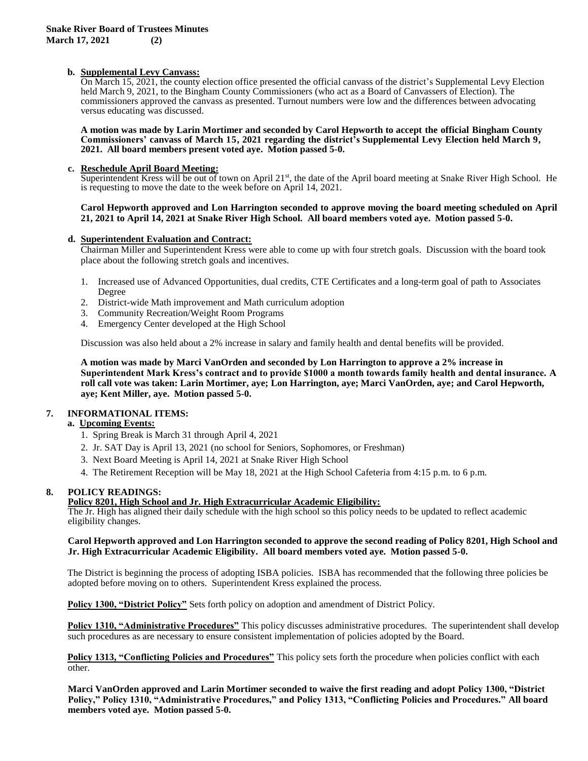**b. Supplemental Levy Canvass:**

On March 15, 2021, the county election office presented the official canvass of the district's Supplemental Levy Election held March 9, 2021, to the Bingham County Commissioners (who act as a Board of Canvassers of Election). The commissioners approved the canvass as presented. Turnout numbers were low and the differences between advocating versus educating was discussed.

**A motion was made by Larin Mortimer and seconded by Carol Hepworth to accept the official Bingham County Commissioners' canvass of March 15, 2021 regarding the district's Supplemental Levy Election held March 9, 2021. All board members present voted aye. Motion passed 5-0.**

**c. Reschedule April Board Meeting:**

Superintendent Kress will be out of town on April 21st, the date of the April board meeting at Snake River High School. He is requesting to move the date to the week before on April 14, 2021.

**Carol Hepworth approved and Lon Harrington seconded to approve moving the board meeting scheduled on April 21, 2021 to April 14, 2021 at Snake River High School. All board members voted aye. Motion passed 5-0.**

**d. Superintendent Evaluation and Contract:**

Chairman Miller and Superintendent Kress were able to come up with four stretch goals. Discussion with the board took place about the following stretch goals and incentives.

1. Increased use of Advanced Opportunities, dual credits, CTE Certificates and a long-term goal of path to Associates Degree
2. District-wide Math improvement and Math curriculum adoption
3. Community Recreation/Weight Room Programs
4. Emergency Center developed at the High School

Discussion was also held about a 2% increase in salary and family health and dental benefits will be provided.

**A motion was made by Marci VanOrden and seconded by Lon Harrington to approve a 2% increase in Superintendent Mark Kress's contract and to provide $1000 a month towards family health and dental insurance. A roll call vote was taken: Larin Mortimer, aye; Lon Harrington, aye; Marci VanOrden, aye; and Carol Hepworth, aye; Kent Miller, aye. Motion passed 5-0.**

## 7. INFORMATIONAL ITEMS:

**a. Upcoming Events:**

1. Spring Break is March 31 through April 4, 2021
2. Jr. SAT Day is April 13, 2021 (no school for Seniors, Sophomores, or Freshman)
3. Next Board Meeting is April 14, 2021 at Snake River High School
4. The Retirement Reception will be May 18, 2021 at the High School Cafeteria from 4:15 p.m. to 6 p.m.

## 8. POLICY READINGS:

**Policy 8201, High School and Jr. High Extracurricular Academic Eligibility:**

The Jr. High has aligned their daily schedule with the high school so this policy needs to be updated to reflect academic eligibility changes.

**Carol Hepworth approved and Lon Harrington seconded to approve the second reading of Policy 8201, High School and Jr. High Extracurricular Academic Eligibility. All board members voted aye. Motion passed 5-0.**

The District is beginning the process of adopting ISBA policies. ISBA has recommended that the following three policies be adopted before moving on to others. Superintendent Kress explained the process.

**Policy 1300, "District Policy"** Sets forth policy on adoption and amendment of District Policy.

**Policy 1310, "Administrative Procedures"** This policy discusses administrative procedures. The superintendent shall develop such procedures as are necessary to ensure consistent implementation of policies adopted by the Board.

**Policy 1313, "Conflicting Policies and Procedures"** This policy sets forth the procedure when policies conflict with each other.

**Marci VanOrden approved and Larin Mortimer seconded to waive the first reading and adopt Policy 1300, "District Policy," Policy 1310, "Administrative Procedures," and Policy 1313, "Conflicting Policies and Procedures." All board members voted aye. Motion passed 5-0.**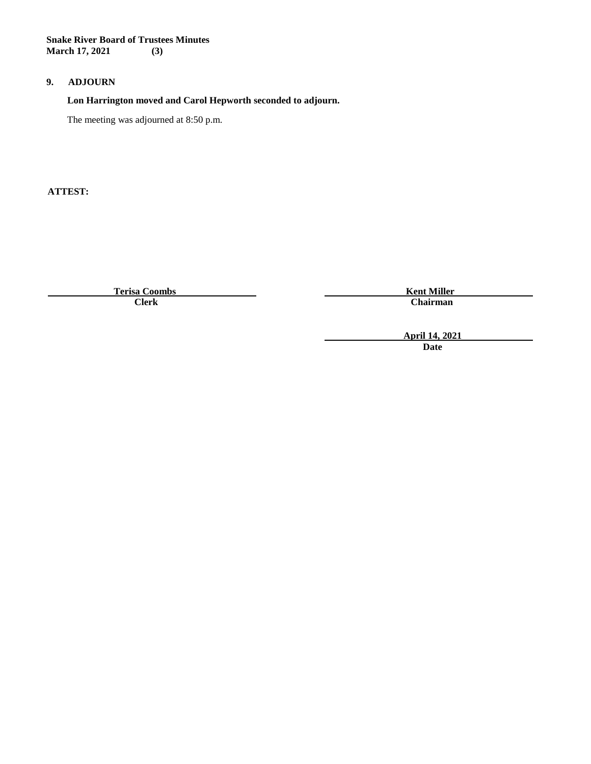## 9. ADJOURN

**Lon Harrington moved and Carol Hepworth seconded to adjourn.**

The meeting was adjourned at 8:50 p.m.

**ATTEST:**

**Terisa Coombs**
**Clerk**

**Kent Miller**
**Chairman**

**April 14, 2021**
**Date**